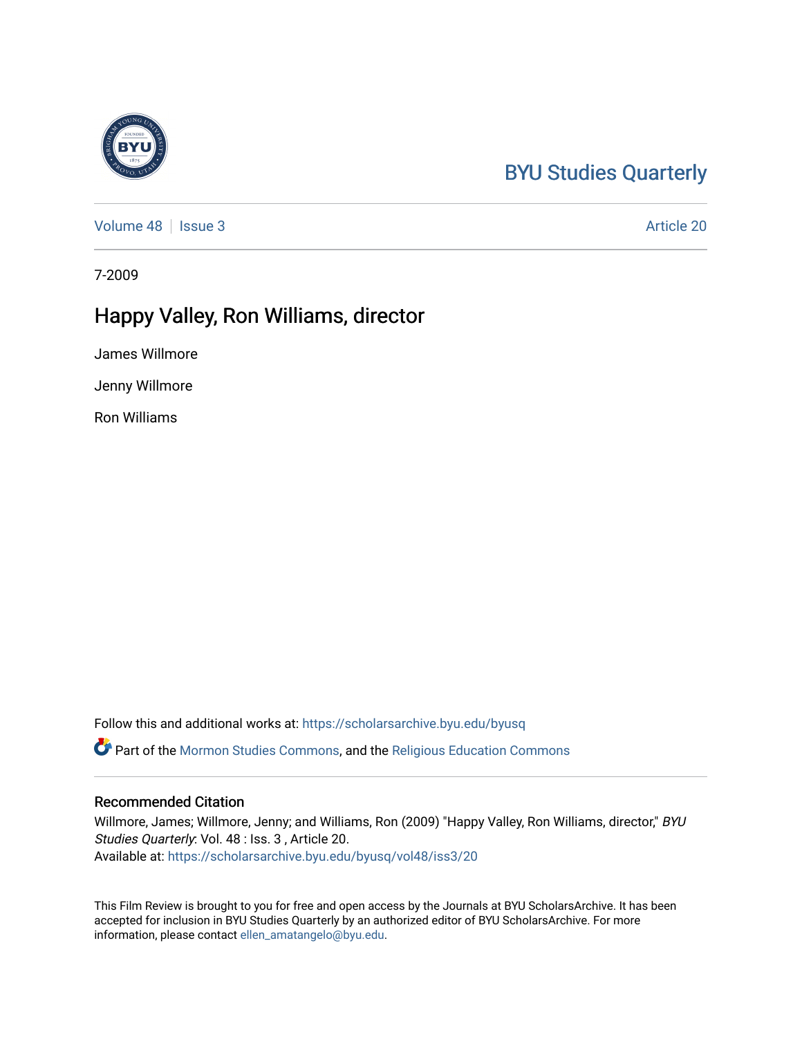BYU Studies Quarterly

Volume 48 | Issue 3 Article 20

7-2009

# Happy Valley, Ron Williams, director

James Willmore

Jenny Willmore

Ron Williams

Follow this and additional works at: https://scholarsarchive.byu.edu/byusq

Part of the Mormon Studies Commons, and the Religious Education Commons

## Recommended Citation

Willmore, James; Willmore, Jenny; and Williams, Ron (2009) "Happy Valley, Ron Williams, director," *BYU Studies Quarterly*: Vol. 48 : Iss. 3 , Article 20.
Available at: https://scholarsarchive.byu.edu/byusq/vol48/iss3/20

This Film Review is brought to you for free and open access by the Journals at BYU ScholarsArchive. It has been accepted for inclusion in BYU Studies Quarterly by an authorized editor of BYU ScholarsArchive. For more information, please contact ellen_amatangelo@byu.edu.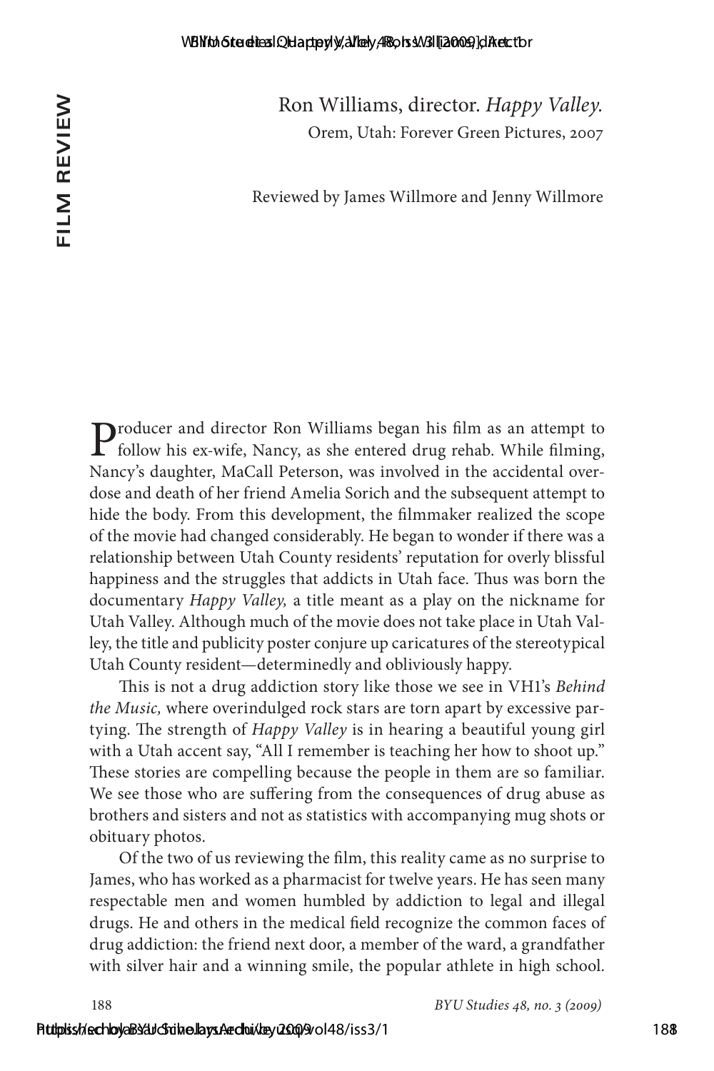FILM REVIEW

Ron Williams, director. *Happy Valley.*

Orem, Utah: Forever Green Pictures, 2007

Reviewed by James Willmore and Jenny Willmore

Producer and director Ron Williams began his film as an attempt to follow his ex-wife, Nancy, as she entered drug rehab. While filming, Nancy's daughter, MaCall Peterson, was involved in the accidental overdose and death of her friend Amelia Sorich and the subsequent attempt to hide the body. From this development, the filmmaker realized the scope of the movie had changed considerably. He began to wonder if there was a relationship between Utah County residents' reputation for overly blissful happiness and the struggles that addicts in Utah face. Thus was born the documentary *Happy Valley,* a title meant as a play on the nickname for Utah Valley. Although much of the movie does not take place in Utah Valley, the title and publicity poster conjure up caricatures of the stereotypical Utah County resident—determinedly and obliviously happy.

This is not a drug addiction story like those we see in VH1's *Behind the Music,* where overindulged rock stars are torn apart by excessive partying. The strength of *Happy Valley* is in hearing a beautiful young girl with a Utah accent say, "All I remember is teaching her how to shoot up." These stories are compelling because the people in them are so familiar. We see those who are suffering from the consequences of drug abuse as brothers and sisters and not as statistics with accompanying mug shots or obituary photos.

Of the two of us reviewing the film, this reality came as no surprise to James, who has worked as a pharmacist for twelve years. He has seen many respectable men and women humbled by addiction to legal and illegal drugs. He and others in the medical field recognize the common faces of drug addiction: the friend next door, a member of the ward, a grandfather with silver hair and a winning smile, the popular athlete in high school.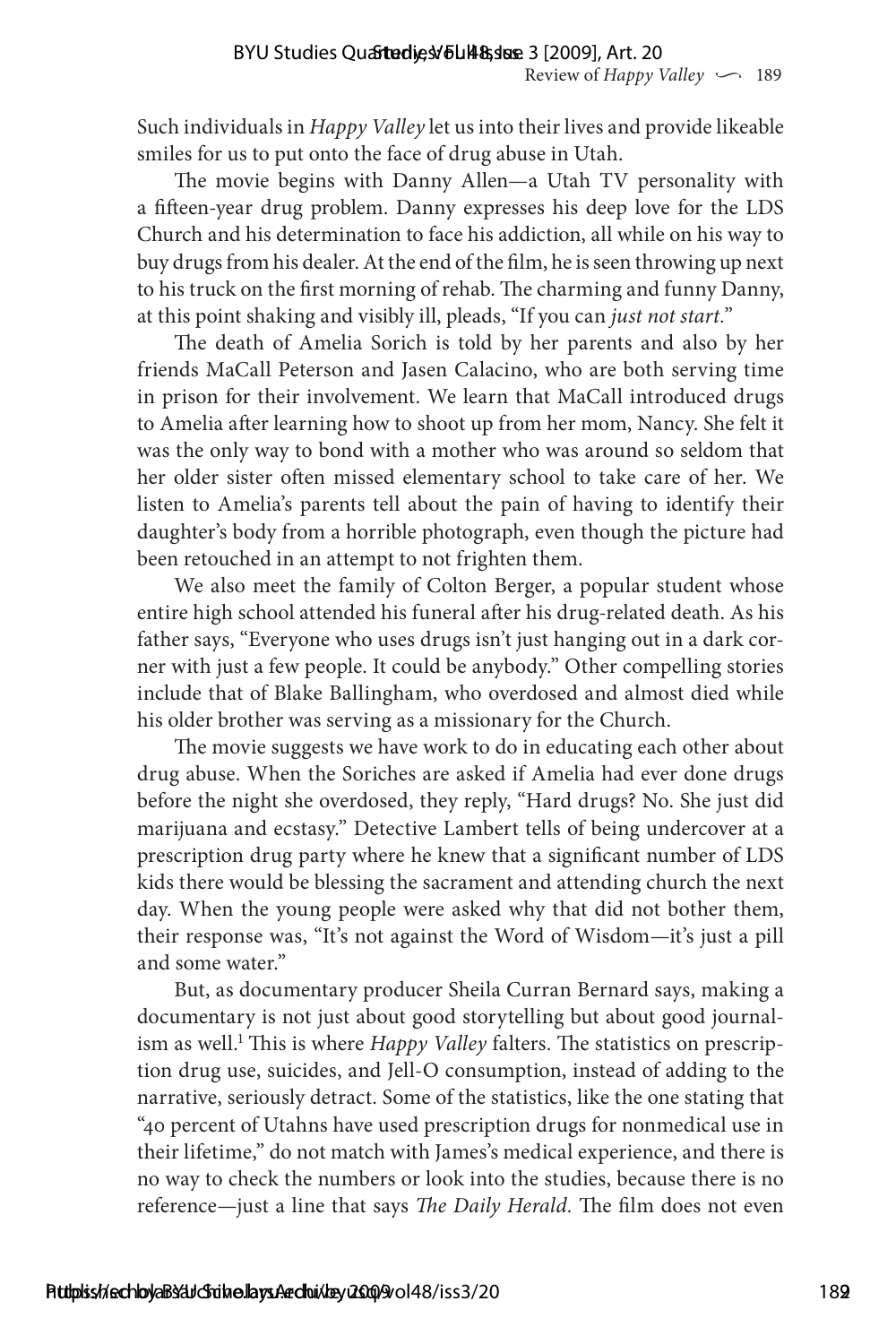Such individuals in *Happy Valley* let us into their lives and provide likeable smiles for us to put onto the face of drug abuse in Utah.

The movie begins with Danny Allen—a Utah TV personality with a fifteen-year drug problem. Danny expresses his deep love for the LDS Church and his determination to face his addiction, all while on his way to buy drugs from his dealer. At the end of the film, he is seen throwing up next to his truck on the first morning of rehab. The charming and funny Danny, at this point shaking and visibly ill, pleads, "If you can *just not start*."

The death of Amelia Sorich is told by her parents and also by her friends MaCall Peterson and Jasen Calacino, who are both serving time in prison for their involvement. We learn that MaCall introduced drugs to Amelia after learning how to shoot up from her mom, Nancy. She felt it was the only way to bond with a mother who was around so seldom that her older sister often missed elementary school to take care of her. We listen to Amelia's parents tell about the pain of having to identify their daughter's body from a horrible photograph, even though the picture had been retouched in an attempt to not frighten them.

We also meet the family of Colton Berger, a popular student whose entire high school attended his funeral after his drug-related death. As his father says, "Everyone who uses drugs isn't just hanging out in a dark corner with just a few people. It could be anybody." Other compelling stories include that of Blake Ballingham, who overdosed and almost died while his older brother was serving as a missionary for the Church.

The movie suggests we have work to do in educating each other about drug abuse. When the Soriches are asked if Amelia had ever done drugs before the night she overdosed, they reply, "Hard drugs? No. She just did marijuana and ecstasy." Detective Lambert tells of being undercover at a prescription drug party where he knew that a significant number of LDS kids there would be blessing the sacrament and attending church the next day. When the young people were asked why that did not bother them, their response was, "It's not against the Word of Wisdom—it's just a pill and some water."

But, as documentary producer Sheila Curran Bernard says, making a documentary is not just about good storytelling but about good journalism as well.[1] This is where *Happy Valley* falters. The statistics on prescription drug use, suicides, and Jell-O consumption, instead of adding to the narrative, seriously detract. Some of the statistics, like the one stating that "40 percent of Utahns have used prescription drugs for nonmedical use in their lifetime," do not match with James's medical experience, and there is no way to check the numbers or look into the studies, because there is no reference—just a line that says *The Daily Herald*. The film does not even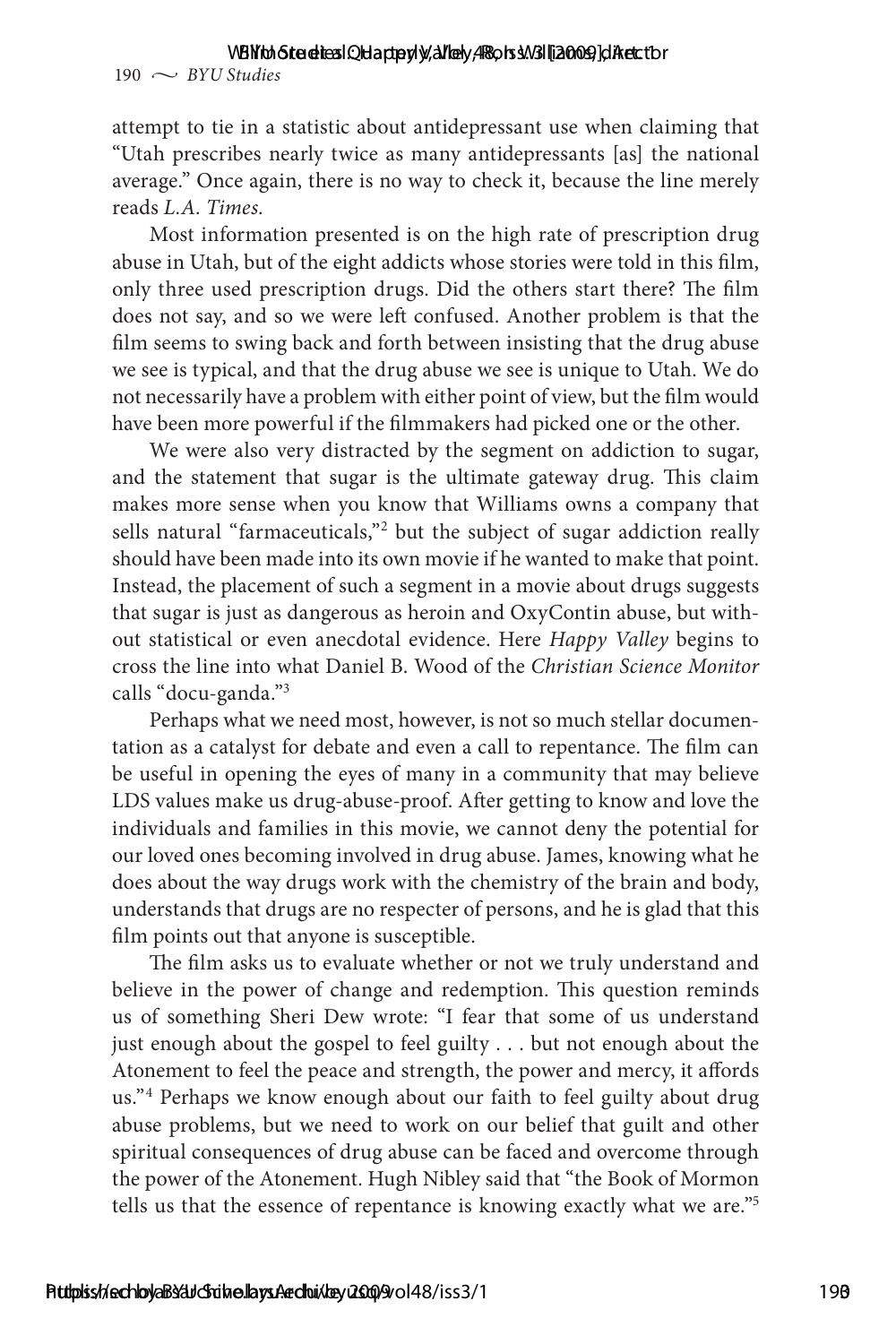attempt to tie in a statistic about antidepressant use when claiming that "Utah prescribes nearly twice as many antidepressants [as] the national average." Once again, there is no way to check it, because the line merely reads *L.A. Times.*

Most information presented is on the high rate of prescription drug abuse in Utah, but of the eight addicts whose stories were told in this film, only three used prescription drugs. Did the others start there? The film does not say, and so we were left confused. Another problem is that the film seems to swing back and forth between insisting that the drug abuse we see is typical, and that the drug abuse we see is unique to Utah. We do not necessarily have a problem with either point of view, but the film would have been more powerful if the filmmakers had picked one or the other.

We were also very distracted by the segment on addiction to sugar, and the statement that sugar is the ultimate gateway drug. This claim makes more sense when you know that Williams owns a company that sells natural "farmaceuticals,"[2] but the subject of sugar addiction really should have been made into its own movie if he wanted to make that point. Instead, the placement of such a segment in a movie about drugs suggests that sugar is just as dangerous as heroin and OxyContin abuse, but without statistical or even anecdotal evidence. Here *Happy Valley* begins to cross the line into what Daniel B. Wood of the *Christian Science Monitor* calls "docu-ganda."[3]

Perhaps what we need most, however, is not so much stellar documentation as a catalyst for debate and even a call to repentance. The film can be useful in opening the eyes of many in a community that may believe LDS values make us drug-abuse-proof. After getting to know and love the individuals and families in this movie, we cannot deny the potential for our loved ones becoming involved in drug abuse. James, knowing what he does about the way drugs work with the chemistry of the brain and body, understands that drugs are no respecter of persons, and he is glad that this film points out that anyone is susceptible.

The film asks us to evaluate whether or not we truly understand and believe in the power of change and redemption. This question reminds us of something Sheri Dew wrote: "I fear that some of us understand just enough about the gospel to feel guilty . . . but not enough about the Atonement to feel the peace and strength, the power and mercy, it affords us."[4] Perhaps we know enough about our faith to feel guilty about drug abuse problems, but we need to work on our belief that guilt and other spiritual consequences of drug abuse can be faced and overcome through the power of the Atonement. Hugh Nibley said that "the Book of Mormon tells us that the essence of repentance is knowing exactly what we are."[5]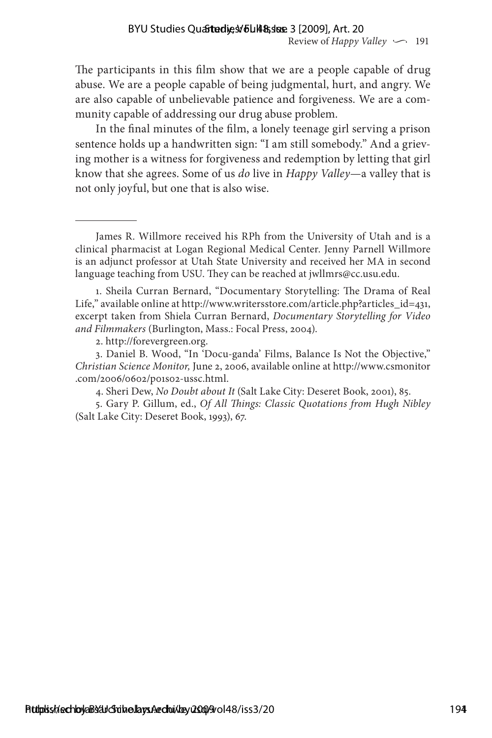The participants in this film show that we are a people capable of drug abuse. We are a people capable of being judgmental, hurt, and angry. We are also capable of unbelievable patience and forgiveness. We are a community capable of addressing our drug abuse problem.

In the final minutes of the film, a lonely teenage girl serving a prison sentence holds up a handwritten sign: "I am still somebody." And a grieving mother is a witness for forgiveness and redemption by letting that girl know that she agrees. Some of us *do* live in *Happy Valley*—a valley that is not only joyful, but one that is also wise.

---

James R. Willmore received his RPh from the University of Utah and is a clinical pharmacist at Logan Regional Medical Center. Jenny Parnell Willmore is an adjunct professor at Utah State University and received her MA in second language teaching from USU. They can be reached at jwllmrs@cc.usu.edu.

1. Sheila Curran Bernard, "Documentary Storytelling: The Drama of Real Life," available online at http://www.writersstore.com/article.php?articles_id=431, excerpt taken from Shiela Curran Bernard, *Documentary Storytelling for Video and Filmmakers* (Burlington, Mass.: Focal Press, 2004).

2. http://forevergreen.org.

3. Daniel B. Wood, "In 'Docu-ganda' Films, Balance Is Not the Objective," *Christian Science Monitor,* June 2, 2006, available online at http://www.csmonitor.com/2006/0602/p01s02-ussc.html.

4. Sheri Dew, *No Doubt about It* (Salt Lake City: Deseret Book, 2001), 85.

5. Gary P. Gillum, ed., *Of All Things: Classic Quotations from Hugh Nibley* (Salt Lake City: Deseret Book, 1993), 67.